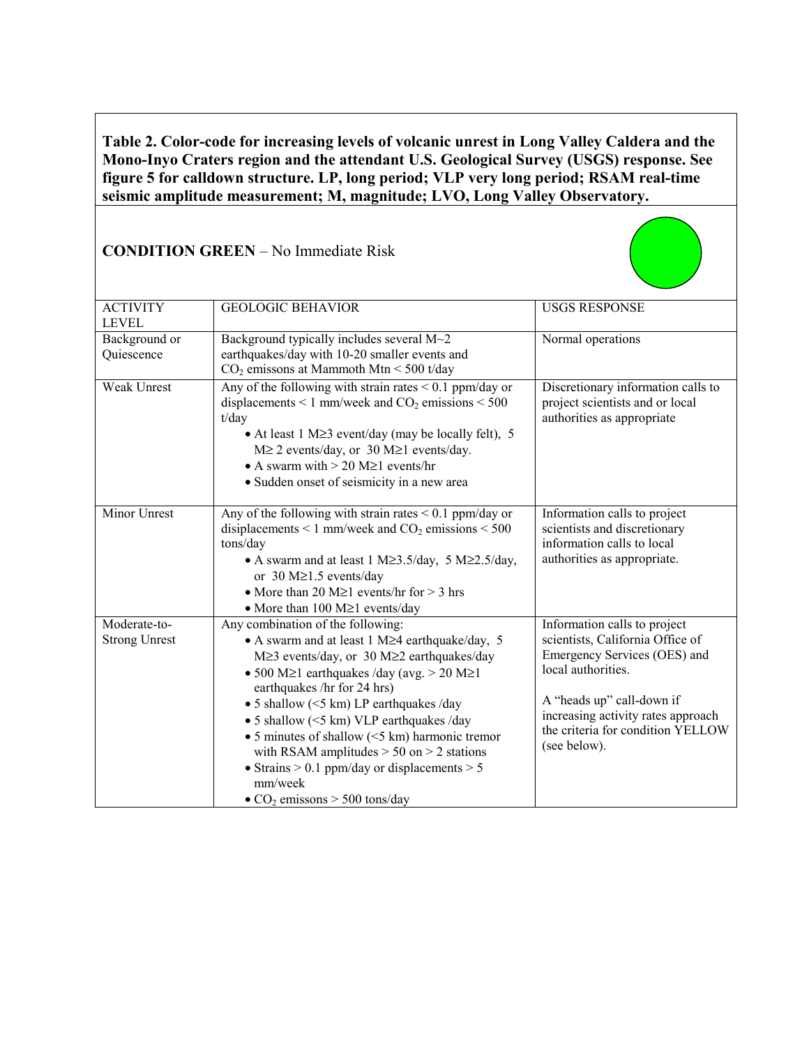**Table 2. Color-code for increasing levels of volcanic unrest in Long Valley Caldera and the Mono-Inyo Craters region and the attendant U.S. Geological Survey (USGS) response. See figure 5 for calldown structure. LP, long period; VLP very long period; RSAM real-time seismic amplitude measurement; M, magnitude; LVO, Long Valley Observatory.**

**CONDITION GREEN** – No Immediate Risk

| ACTIVITY LEVEL | GEOLOGIC BEHAVIOR | USGS RESPONSE |
|---|---|---|
| Background or Quiescence | Background typically includes several M~2 earthquakes/day with 10-20 smaller events and $CO_2$ emissons at Mammoth Mtn < 500 t/day | Normal operations |
| Weak Unrest | Any of the following with strain rates < 0.1 ppm/day or displacements < 1 mm/week and $CO_2$ emissions < 500 t/day<br>• At least 1 M≥3 event/day (may be locally felt), 5 M≥ 2 events/day, or 30 M≥1 events/day.<br>• A swarm with > 20 M≥1 events/hr<br>• Sudden onset of seismicity in a new area | Discretionary information calls to project scientists and or local authorities as appropriate |
| Minor Unrest | Any of the following with strain rates < 0.1 ppm/day or disiplacements < 1 mm/week and $CO_2$ emissions < 500 tons/day<br>• A swarm and at least 1 M≥3.5/day, 5 M≥2.5/day, or 30 M≥1.5 events/day<br>• More than 20 M≥1 events/hr for > 3 hrs<br>• More than 100 M≥1 events/day | Information calls to project scientists and discretionary information calls to local authorities as appropriate. |
| Moderate-to-Strong Unrest | Any combination of the following:<br>• A swarm and at least 1 M≥4 earthquake/day, 5 M≥3 events/day, or 30 M≥2 earthquakes/day<br>• 500 M≥1 earthquakes /day (avg. > 20 M≥1 earthquakes /hr for 24 hrs)<br>• 5 shallow (<5 km) LP earthquakes /day<br>• 5 shallow (<5 km) VLP earthquakes /day<br>• 5 minutes of shallow (<5 km) harmonic tremor with RSAM amplitudes > 50 on > 2 stations<br>• Strains > 0.1 ppm/day or displacements > 5 mm/week<br>• $CO_2$ emissons > 500 tons/day | Information calls to project scientists, California Office of Emergency Services (OES) and local authorities.<br><br>A "heads up" call-down if increasing activity rates approach the criteria for condition YELLOW (see below). |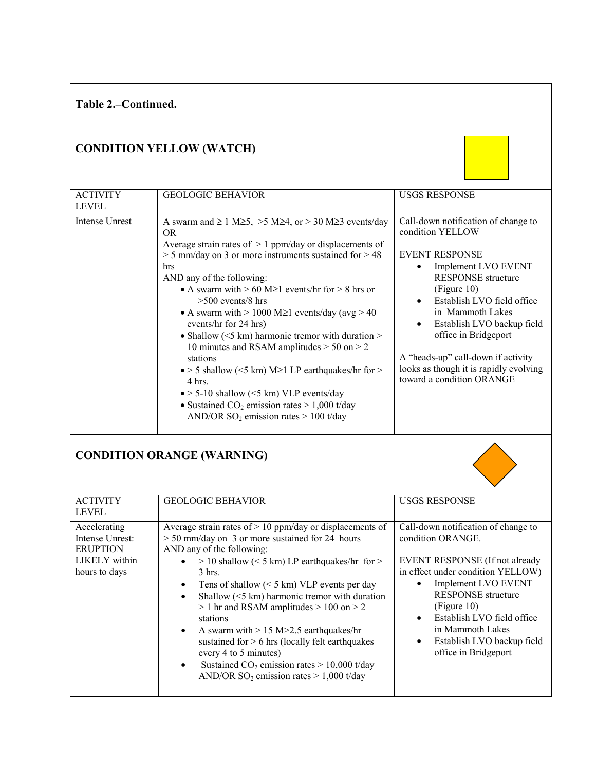**Table 2.–Continued.**

## CONDITION YELLOW (WATCH)

| ACTIVITY LEVEL | GEOLOGIC BEHAVIOR | USGS RESPONSE |
|---|---|---|
| Intense Unrest | A swarm and ≥ 1 M≥5, >5 M≥4, or > 30 M≥3 events/day<br>OR<br>Average strain rates of > 1 ppm/day or displacements of > 5 mm/day on 3 or more instruments sustained for > 48 hrs<br>AND any of the following:<br>• A swarm with > 60 M≥1 events/hr for > 8 hrs or >500 events/8 hrs<br>• A swarm with > 1000 M≥1 events/day (avg > 40 events/hr for 24 hrs)<br>• Shallow (<5 km) harmonic tremor with duration > 10 minutes and RSAM amplitudes > 50 on > 2 stations<br>• > 5 shallow (<5 km) M≥1 LP earthquakes/hr for > 4 hrs.<br>• > 5-10 shallow (<5 km) VLP events/day<br>• Sustained $CO_2$ emission rates > 1,000 t/day AND/OR $SO_2$ emission rates > 100 t/day | Call-down notification of change to condition YELLOW<br><br>EVENT RESPONSE<br>• Implement LVO EVENT RESPONSE structure (Figure 10)<br>• Establish LVO field office in Mammoth Lakes<br>• Establish LVO backup field office in Bridgeport<br><br>A "heads-up" call-down if activity looks as though it is rapidly evolving toward a condition ORANGE |

## CONDITION ORANGE (WARNING)

| ACTIVITY LEVEL | GEOLOGIC BEHAVIOR | USGS RESPONSE |
|---|---|---|
| Accelerating Intense Unrest: ERUPTION LIKELY within hours to days | Average strain rates of > 10 ppm/day or displacements of > 50 mm/day on 3 or more sustained for 24 hours<br>AND any of the following:<br>• > 10 shallow (< 5 km) LP earthquakes/hr for > 3 hrs.<br>• Tens of shallow (< 5 km) VLP events per day<br>• Shallow (<5 km) harmonic tremor with duration > 1 hr and RSAM amplitudes > 100 on > 2 stations<br>• A swarm with > 15 M>2.5 earthquakes/hr sustained for > 6 hrs (locally felt earthquakes every 4 to 5 minutes)<br>• Sustained $CO_2$ emission rates > 10,000 t/day AND/OR $SO_2$ emission rates > 1,000 t/day | Call-down notification of change to condition ORANGE.<br><br>EVENT RESPONSE (If not already in effect under condition YELLOW)<br>• Implement LVO EVENT RESPONSE structure (Figure 10)<br>• Establish LVO field office in Mammoth Lakes<br>• Establish LVO backup field office in Bridgeport |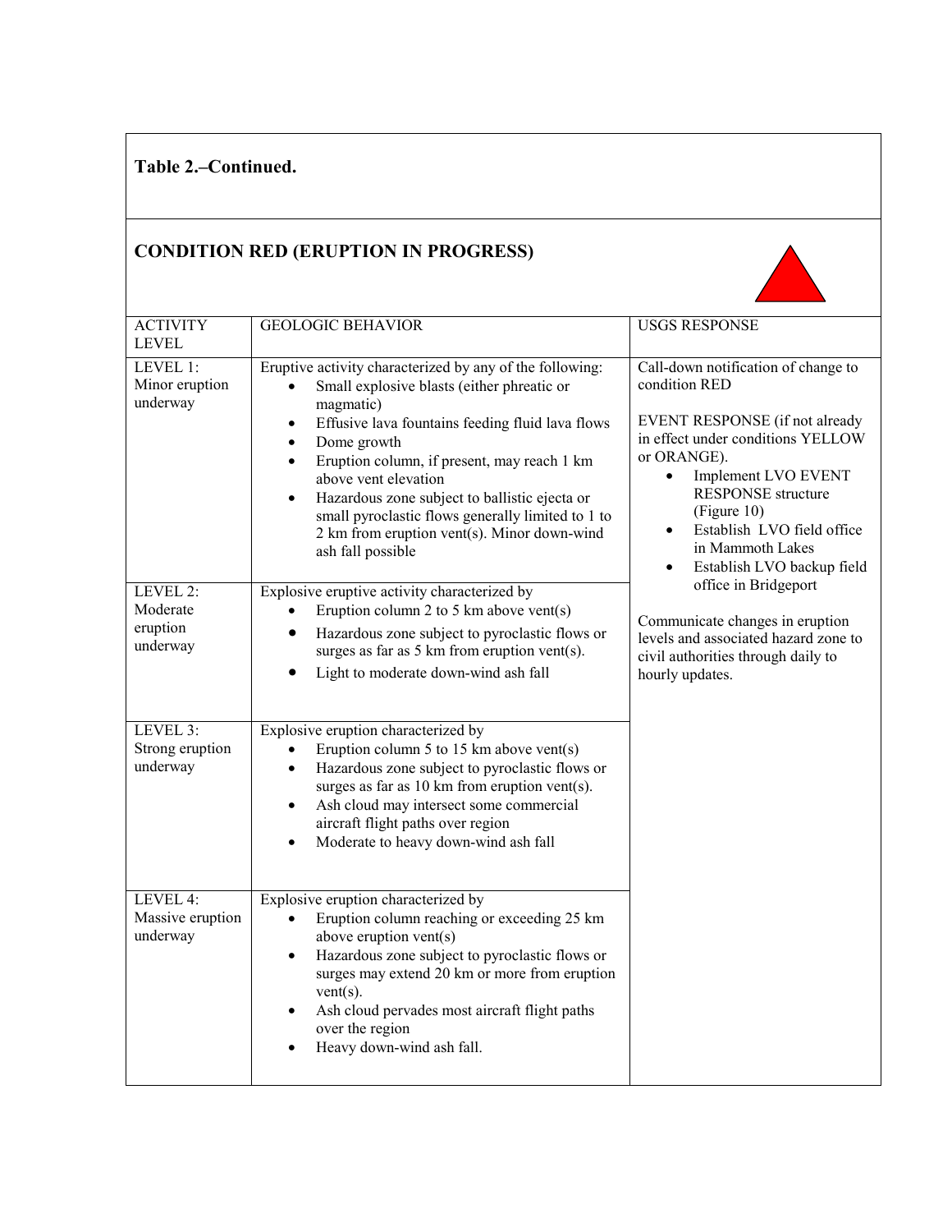**Table 2.–Continued.**

## CONDITION RED (ERUPTION IN PROGRESS)

| ACTIVITY LEVEL | GEOLOGIC BEHAVIOR | USGS RESPONSE |
|---|---|---|
| LEVEL 1: Minor eruption underway | Eruptive activity characterized by any of the following:<br>• Small explosive blasts (either phreatic or magmatic)<br>• Effusive lava fountains feeding fluid lava flows<br>• Dome growth<br>• Eruption column, if present, may reach 1 km above vent elevation<br>• Hazardous zone subject to ballistic ejecta or small pyroclastic flows generally limited to 1 to 2 km from eruption vent(s). Minor down-wind ash fall possible | Call-down notification of change to condition RED<br><br>EVENT RESPONSE (if not already in effect under conditions YELLOW or ORANGE).<br>• Implement LVO EVENT RESPONSE structure (Figure 10)<br>• Establish LVO field office in Mammoth Lakes<br>• Establish LVO backup field office in Bridgeport<br><br>Communicate changes in eruption levels and associated hazard zone to civil authorities through daily to hourly updates. |
| LEVEL 2: Moderate eruption underway | Explosive eruptive activity characterized by<br>• Eruption column 2 to 5 km above vent(s)<br>• Hazardous zone subject to pyroclastic flows or surges as far as 5 km from eruption vent(s).<br>• Light to moderate down-wind ash fall | |
| LEVEL 3: Strong eruption underway | Explosive eruption characterized by<br>• Eruption column 5 to 15 km above vent(s)<br>• Hazardous zone subject to pyroclastic flows or surges as far as 10 km from eruption vent(s).<br>• Ash cloud may intersect some commercial aircraft flight paths over region<br>• Moderate to heavy down-wind ash fall | |
| LEVEL 4: Massive eruption underway | Explosive eruption characterized by<br>• Eruption column reaching or exceeding 25 km above eruption vent(s)<br>• Hazardous zone subject to pyroclastic flows or surges may extend 20 km or more from eruption vent(s).<br>• Ash cloud pervades most aircraft flight paths over the region<br>• Heavy down-wind ash fall. | |